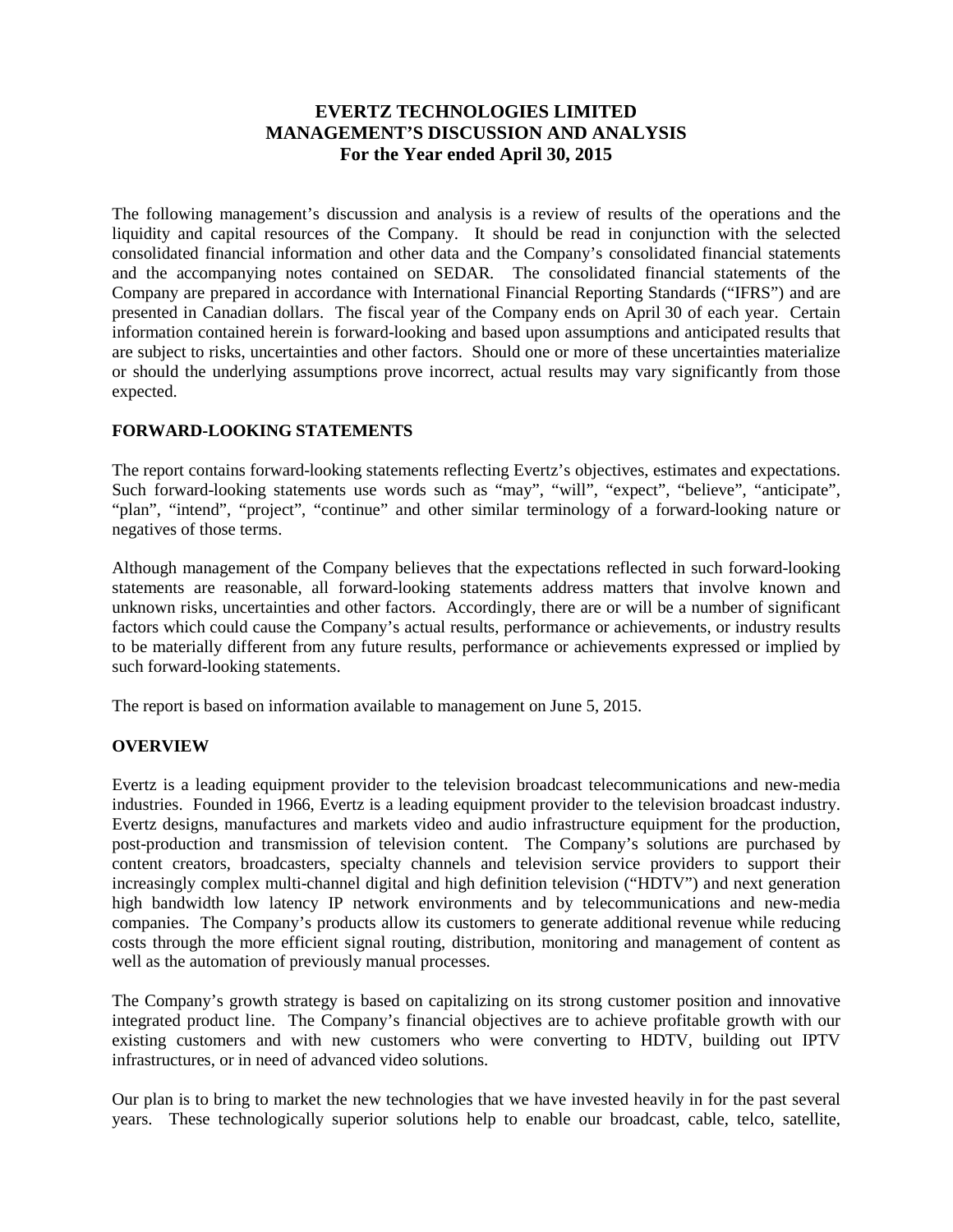# EVERTZ TECHNOLOGIES LIMITED
# MANAGEMENT'S DISCUSSION AND ANALYSIS
## For the Year ended April 30, 2015

The following management's discussion and analysis is a review of results of the operations and the liquidity and capital resources of the Company. It should be read in conjunction with the selected consolidated financial information and other data and the Company's consolidated financial statements and the accompanying notes contained on SEDAR. The consolidated financial statements of the Company are prepared in accordance with International Financial Reporting Standards ("IFRS") and are presented in Canadian dollars. The fiscal year of the Company ends on April 30 of each year. Certain information contained herein is forward-looking and based upon assumptions and anticipated results that are subject to risks, uncertainties and other factors. Should one or more of these uncertainties materialize or should the underlying assumptions prove incorrect, actual results may vary significantly from those expected.

**FORWARD-LOOKING STATEMENTS**

The report contains forward-looking statements reflecting Evertz's objectives, estimates and expectations. Such forward-looking statements use words such as "may", "will", "expect", "believe", "anticipate", "plan", "intend", "project", "continue" and other similar terminology of a forward-looking nature or negatives of those terms.

Although management of the Company believes that the expectations reflected in such forward-looking statements are reasonable, all forward-looking statements address matters that involve known and unknown risks, uncertainties and other factors. Accordingly, there are or will be a number of significant factors which could cause the Company's actual results, performance or achievements, or industry results to be materially different from any future results, performance or achievements expressed or implied by such forward-looking statements.

The report is based on information available to management on June 5, 2015.

**OVERVIEW**

Evertz is a leading equipment provider to the television broadcast telecommunications and new-media industries. Founded in 1966, Evertz is a leading equipment provider to the television broadcast industry. Evertz designs, manufactures and markets video and audio infrastructure equipment for the production, post-production and transmission of television content. The Company's solutions are purchased by content creators, broadcasters, specialty channels and television service providers to support their increasingly complex multi-channel digital and high definition television ("HDTV") and next generation high bandwidth low latency IP network environments and by telecommunications and new-media companies. The Company's products allow its customers to generate additional revenue while reducing costs through the more efficient signal routing, distribution, monitoring and management of content as well as the automation of previously manual processes.

The Company's growth strategy is based on capitalizing on its strong customer position and innovative integrated product line. The Company's financial objectives are to achieve profitable growth with our existing customers and with new customers who were converting to HDTV, building out IPTV infrastructures, or in need of advanced video solutions.

Our plan is to bring to market the new technologies that we have invested heavily in for the past several years. These technologically superior solutions help to enable our broadcast, cable, telco, satellite,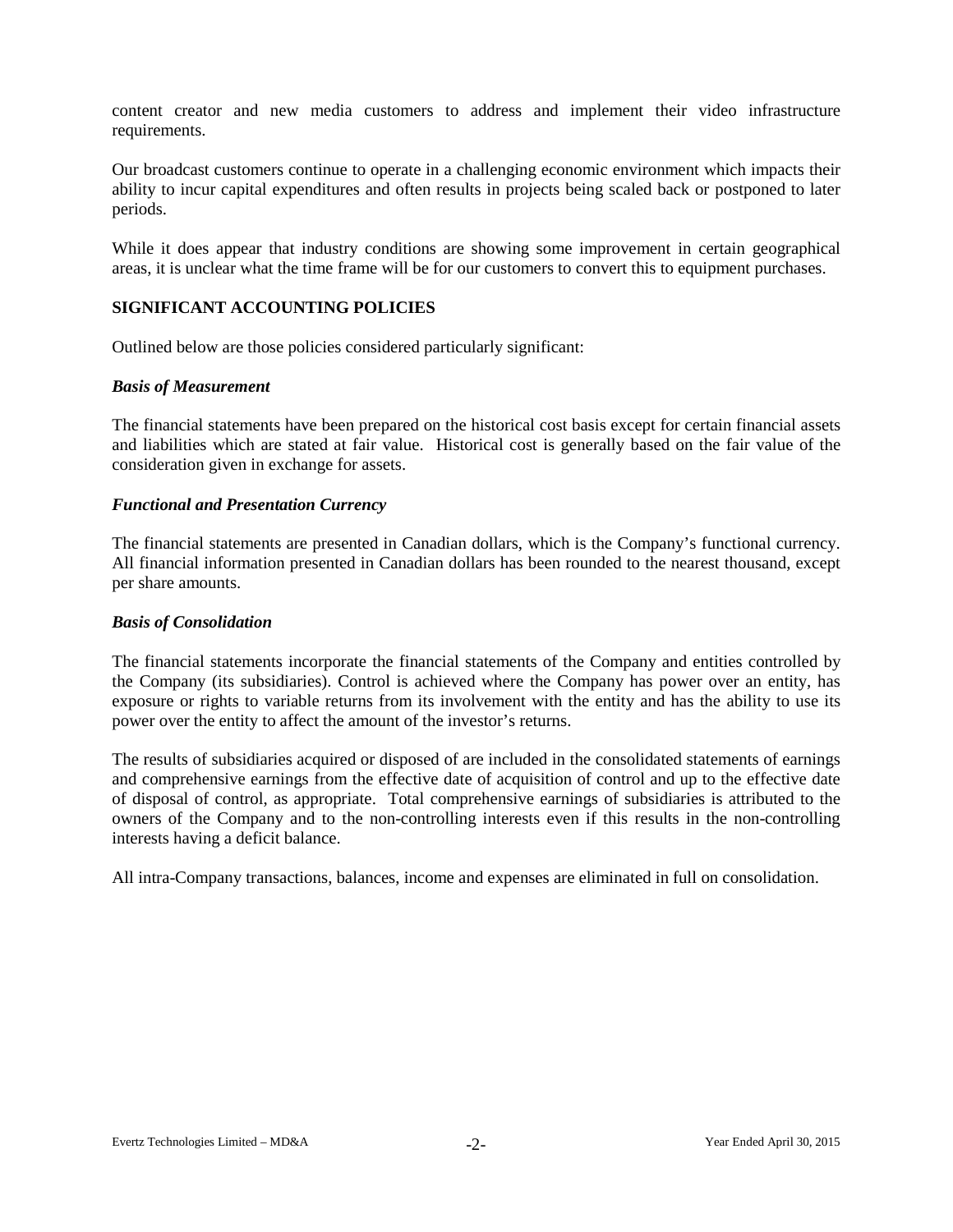content creator and new media customers to address and implement their video infrastructure requirements.

Our broadcast customers continue to operate in a challenging economic environment which impacts their ability to incur capital expenditures and often results in projects being scaled back or postponed to later periods.

While it does appear that industry conditions are showing some improvement in certain geographical areas, it is unclear what the time frame will be for our customers to convert this to equipment purchases.

## SIGNIFICANT ACCOUNTING POLICIES

Outlined below are those policies considered particularly significant:

### *Basis of Measurement*

The financial statements have been prepared on the historical cost basis except for certain financial assets and liabilities which are stated at fair value. Historical cost is generally based on the fair value of the consideration given in exchange for assets.

### *Functional and Presentation Currency*

The financial statements are presented in Canadian dollars, which is the Company's functional currency. All financial information presented in Canadian dollars has been rounded to the nearest thousand, except per share amounts.

### *Basis of Consolidation*

The financial statements incorporate the financial statements of the Company and entities controlled by the Company (its subsidiaries). Control is achieved where the Company has power over an entity, has exposure or rights to variable returns from its involvement with the entity and has the ability to use its power over the entity to affect the amount of the investor's returns.

The results of subsidiaries acquired or disposed of are included in the consolidated statements of earnings and comprehensive earnings from the effective date of acquisition of control and up to the effective date of disposal of control, as appropriate. Total comprehensive earnings of subsidiaries is attributed to the owners of the Company and to the non-controlling interests even if this results in the non-controlling interests having a deficit balance.

All intra-Company transactions, balances, income and expenses are eliminated in full on consolidation.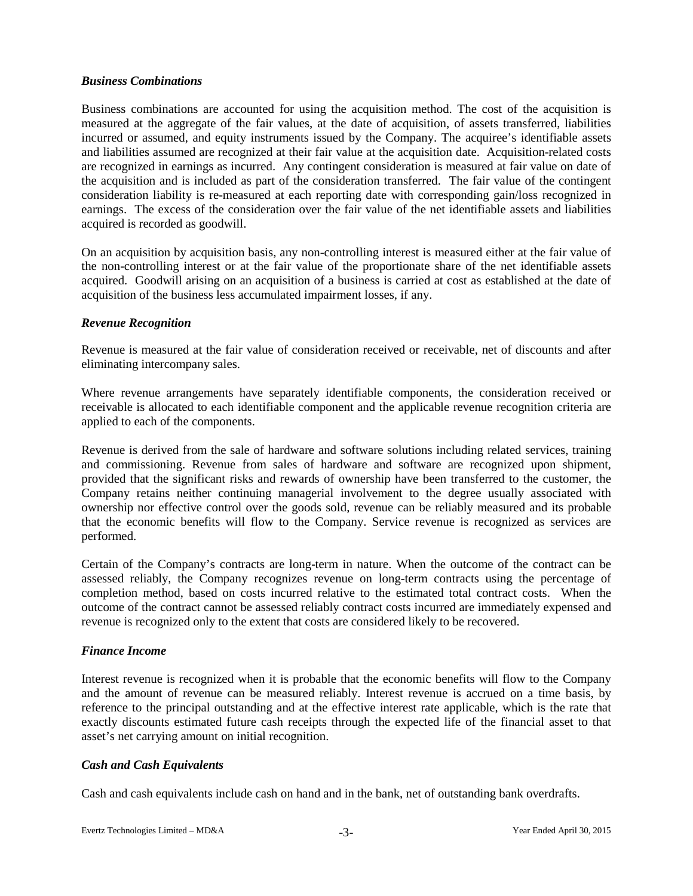### *Business Combinations*

Business combinations are accounted for using the acquisition method. The cost of the acquisition is measured at the aggregate of the fair values, at the date of acquisition, of assets transferred, liabilities incurred or assumed, and equity instruments issued by the Company. The acquiree's identifiable assets and liabilities assumed are recognized at their fair value at the acquisition date. Acquisition-related costs are recognized in earnings as incurred. Any contingent consideration is measured at fair value on date of the acquisition and is included as part of the consideration transferred. The fair value of the contingent consideration liability is re-measured at each reporting date with corresponding gain/loss recognized in earnings. The excess of the consideration over the fair value of the net identifiable assets and liabilities acquired is recorded as goodwill.

On an acquisition by acquisition basis, any non-controlling interest is measured either at the fair value of the non-controlling interest or at the fair value of the proportionate share of the net identifiable assets acquired. Goodwill arising on an acquisition of a business is carried at cost as established at the date of acquisition of the business less accumulated impairment losses, if any.

### *Revenue Recognition*

Revenue is measured at the fair value of consideration received or receivable, net of discounts and after eliminating intercompany sales.

Where revenue arrangements have separately identifiable components, the consideration received or receivable is allocated to each identifiable component and the applicable revenue recognition criteria are applied to each of the components.

Revenue is derived from the sale of hardware and software solutions including related services, training and commissioning. Revenue from sales of hardware and software are recognized upon shipment, provided that the significant risks and rewards of ownership have been transferred to the customer, the Company retains neither continuing managerial involvement to the degree usually associated with ownership nor effective control over the goods sold, revenue can be reliably measured and its probable that the economic benefits will flow to the Company. Service revenue is recognized as services are performed.

Certain of the Company's contracts are long-term in nature. When the outcome of the contract can be assessed reliably, the Company recognizes revenue on long-term contracts using the percentage of completion method, based on costs incurred relative to the estimated total contract costs. When the outcome of the contract cannot be assessed reliably contract costs incurred are immediately expensed and revenue is recognized only to the extent that costs are considered likely to be recovered.

### *Finance Income*

Interest revenue is recognized when it is probable that the economic benefits will flow to the Company and the amount of revenue can be measured reliably. Interest revenue is accrued on a time basis, by reference to the principal outstanding and at the effective interest rate applicable, which is the rate that exactly discounts estimated future cash receipts through the expected life of the financial asset to that asset's net carrying amount on initial recognition.

### *Cash and Cash Equivalents*

Cash and cash equivalents include cash on hand and in the bank, net of outstanding bank overdrafts.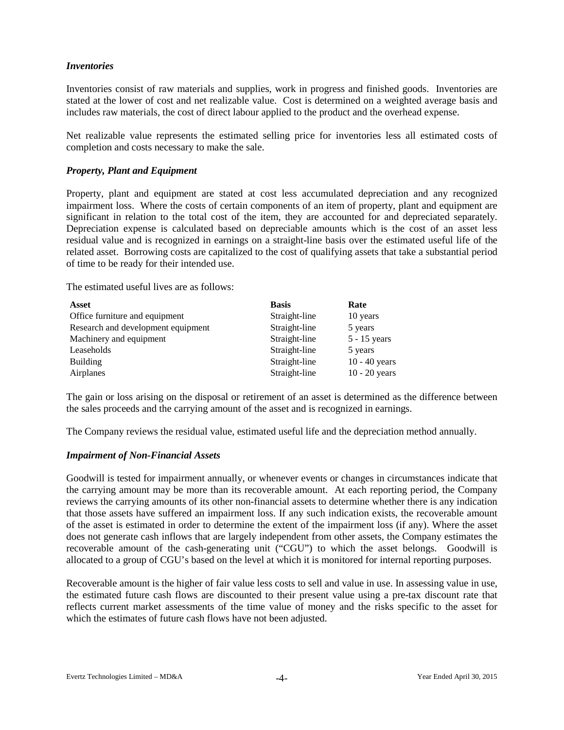### *Inventories*

Inventories consist of raw materials and supplies, work in progress and finished goods. Inventories are stated at the lower of cost and net realizable value. Cost is determined on a weighted average basis and includes raw materials, the cost of direct labour applied to the product and the overhead expense.

Net realizable value represents the estimated selling price for inventories less all estimated costs of completion and costs necessary to make the sale.

### *Property, Plant and Equipment*

Property, plant and equipment are stated at cost less accumulated depreciation and any recognized impairment loss. Where the costs of certain components of an item of property, plant and equipment are significant in relation to the total cost of the item, they are accounted for and depreciated separately. Depreciation expense is calculated based on depreciable amounts which is the cost of an asset less residual value and is recognized in earnings on a straight-line basis over the estimated useful life of the related asset. Borrowing costs are capitalized to the cost of qualifying assets that take a substantial period of time to be ready for their intended use.

The estimated useful lives are as follows:

| Asset | Basis | Rate |
|---|---|---|
| Office furniture and equipment | Straight-line | 10 years |
| Research and development equipment | Straight-line | 5 years |
| Machinery and equipment | Straight-line | 5 - 15 years |
| Leaseholds | Straight-line | 5 years |
| Building | Straight-line | 10 - 40 years |
| Airplanes | Straight-line | 10 - 20 years |

The gain or loss arising on the disposal or retirement of an asset is determined as the difference between the sales proceeds and the carrying amount of the asset and is recognized in earnings.

The Company reviews the residual value, estimated useful life and the depreciation method annually.

### *Impairment of Non-Financial Assets*

Goodwill is tested for impairment annually, or whenever events or changes in circumstances indicate that the carrying amount may be more than its recoverable amount. At each reporting period, the Company reviews the carrying amounts of its other non-financial assets to determine whether there is any indication that those assets have suffered an impairment loss. If any such indication exists, the recoverable amount of the asset is estimated in order to determine the extent of the impairment loss (if any). Where the asset does not generate cash inflows that are largely independent from other assets, the Company estimates the recoverable amount of the cash-generating unit ("CGU") to which the asset belongs. Goodwill is allocated to a group of CGU's based on the level at which it is monitored for internal reporting purposes.

Recoverable amount is the higher of fair value less costs to sell and value in use. In assessing value in use, the estimated future cash flows are discounted to their present value using a pre-tax discount rate that reflects current market assessments of the time value of money and the risks specific to the asset for which the estimates of future cash flows have not been adjusted.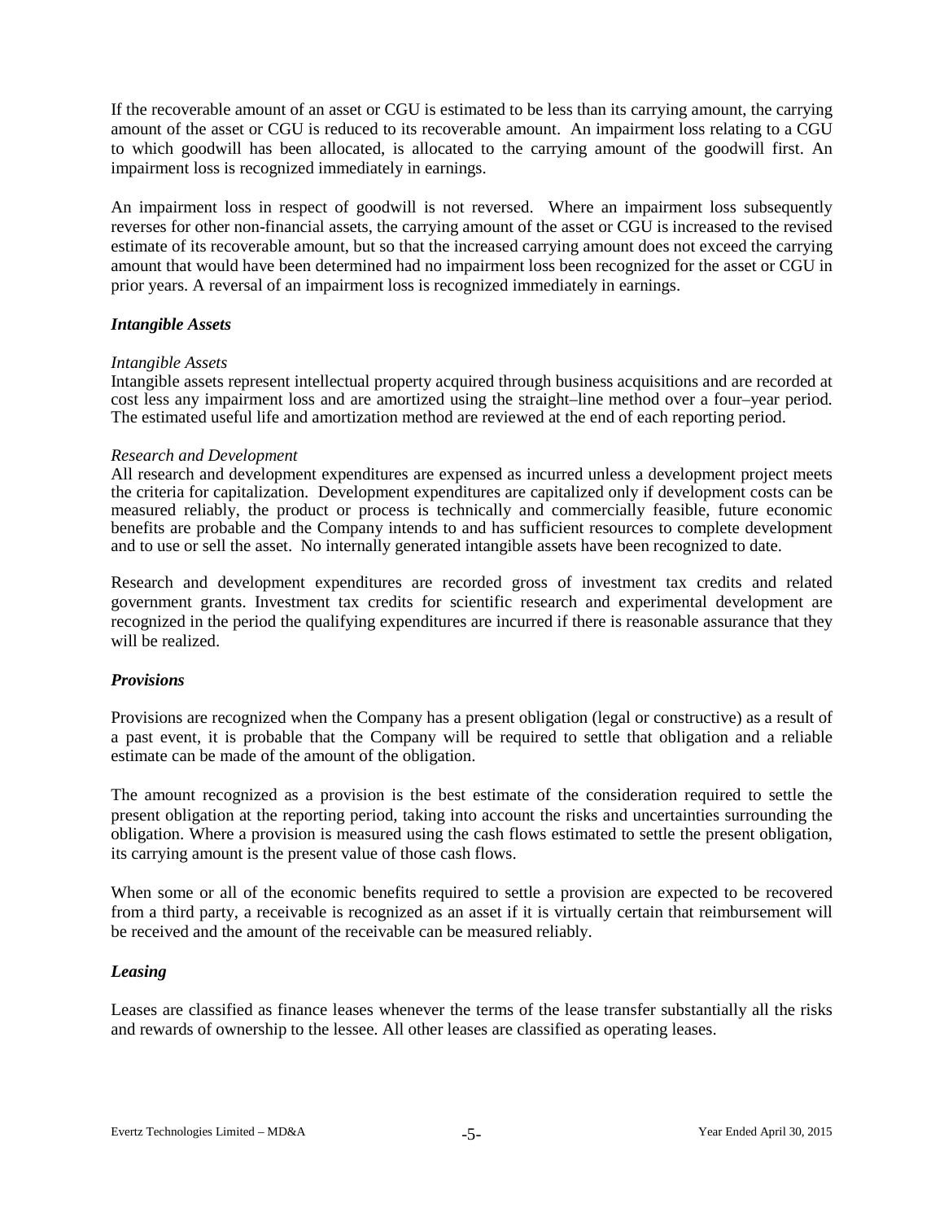If the recoverable amount of an asset or CGU is estimated to be less than its carrying amount, the carrying amount of the asset or CGU is reduced to its recoverable amount. An impairment loss relating to a CGU to which goodwill has been allocated, is allocated to the carrying amount of the goodwill first. An impairment loss is recognized immediately in earnings.

An impairment loss in respect of goodwill is not reversed. Where an impairment loss subsequently reverses for other non-financial assets, the carrying amount of the asset or CGU is increased to the revised estimate of its recoverable amount, but so that the increased carrying amount does not exceed the carrying amount that would have been determined had no impairment loss been recognized for the asset or CGU in prior years. A reversal of an impairment loss is recognized immediately in earnings.

### *Intangible Assets*

*Intangible Assets*
Intangible assets represent intellectual property acquired through business acquisitions and are recorded at cost less any impairment loss and are amortized using the straight–line method over a four–year period. The estimated useful life and amortization method are reviewed at the end of each reporting period.

*Research and Development*
All research and development expenditures are expensed as incurred unless a development project meets the criteria for capitalization. Development expenditures are capitalized only if development costs can be measured reliably, the product or process is technically and commercially feasible, future economic benefits are probable and the Company intends to and has sufficient resources to complete development and to use or sell the asset. No internally generated intangible assets have been recognized to date.

Research and development expenditures are recorded gross of investment tax credits and related government grants. Investment tax credits for scientific research and experimental development are recognized in the period the qualifying expenditures are incurred if there is reasonable assurance that they will be realized.

### *Provisions*

Provisions are recognized when the Company has a present obligation (legal or constructive) as a result of a past event, it is probable that the Company will be required to settle that obligation and a reliable estimate can be made of the amount of the obligation.

The amount recognized as a provision is the best estimate of the consideration required to settle the present obligation at the reporting period, taking into account the risks and uncertainties surrounding the obligation. Where a provision is measured using the cash flows estimated to settle the present obligation, its carrying amount is the present value of those cash flows.

When some or all of the economic benefits required to settle a provision are expected to be recovered from a third party, a receivable is recognized as an asset if it is virtually certain that reimbursement will be received and the amount of the receivable can be measured reliably.

### *Leasing*

Leases are classified as finance leases whenever the terms of the lease transfer substantially all the risks and rewards of ownership to the lessee. All other leases are classified as operating leases.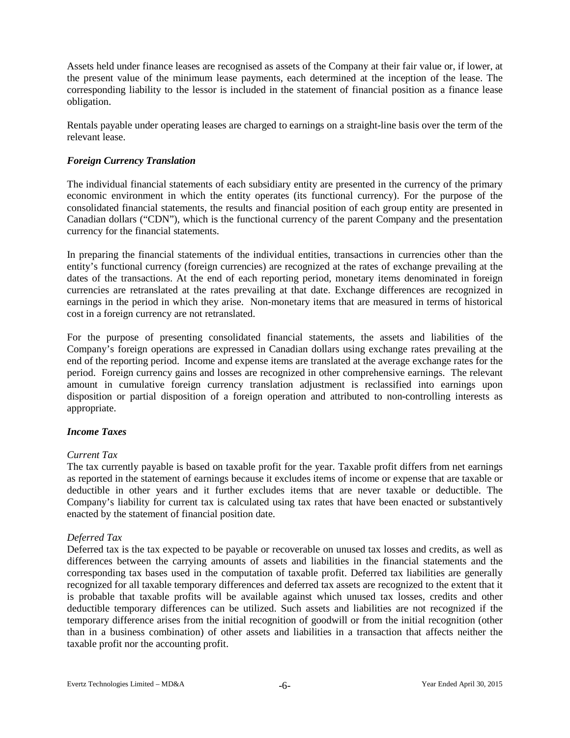Assets held under finance leases are recognised as assets of the Company at their fair value or, if lower, at the present value of the minimum lease payments, each determined at the inception of the lease. The corresponding liability to the lessor is included in the statement of financial position as a finance lease obligation.

Rentals payable under operating leases are charged to earnings on a straight-line basis over the term of the relevant lease.

### *Foreign Currency Translation*

The individual financial statements of each subsidiary entity are presented in the currency of the primary economic environment in which the entity operates (its functional currency). For the purpose of the consolidated financial statements, the results and financial position of each group entity are presented in Canadian dollars ("CDN"), which is the functional currency of the parent Company and the presentation currency for the financial statements.

In preparing the financial statements of the individual entities, transactions in currencies other than the entity's functional currency (foreign currencies) are recognized at the rates of exchange prevailing at the dates of the transactions. At the end of each reporting period, monetary items denominated in foreign currencies are retranslated at the rates prevailing at that date. Exchange differences are recognized in earnings in the period in which they arise. Non-monetary items that are measured in terms of historical cost in a foreign currency are not retranslated.

For the purpose of presenting consolidated financial statements, the assets and liabilities of the Company's foreign operations are expressed in Canadian dollars using exchange rates prevailing at the end of the reporting period. Income and expense items are translated at the average exchange rates for the period. Foreign currency gains and losses are recognized in other comprehensive earnings. The relevant amount in cumulative foreign currency translation adjustment is reclassified into earnings upon disposition or partial disposition of a foreign operation and attributed to non-controlling interests as appropriate.

### *Income Taxes*

*Current Tax*

The tax currently payable is based on taxable profit for the year. Taxable profit differs from net earnings as reported in the statement of earnings because it excludes items of income or expense that are taxable or deductible in other years and it further excludes items that are never taxable or deductible. The Company's liability for current tax is calculated using tax rates that have been enacted or substantively enacted by the statement of financial position date.

*Deferred Tax*

Deferred tax is the tax expected to be payable or recoverable on unused tax losses and credits, as well as differences between the carrying amounts of assets and liabilities in the financial statements and the corresponding tax bases used in the computation of taxable profit. Deferred tax liabilities are generally recognized for all taxable temporary differences and deferred tax assets are recognized to the extent that it is probable that taxable profits will be available against which unused tax losses, credits and other deductible temporary differences can be utilized. Such assets and liabilities are not recognized if the temporary difference arises from the initial recognition of goodwill or from the initial recognition (other than in a business combination) of other assets and liabilities in a transaction that affects neither the taxable profit nor the accounting profit.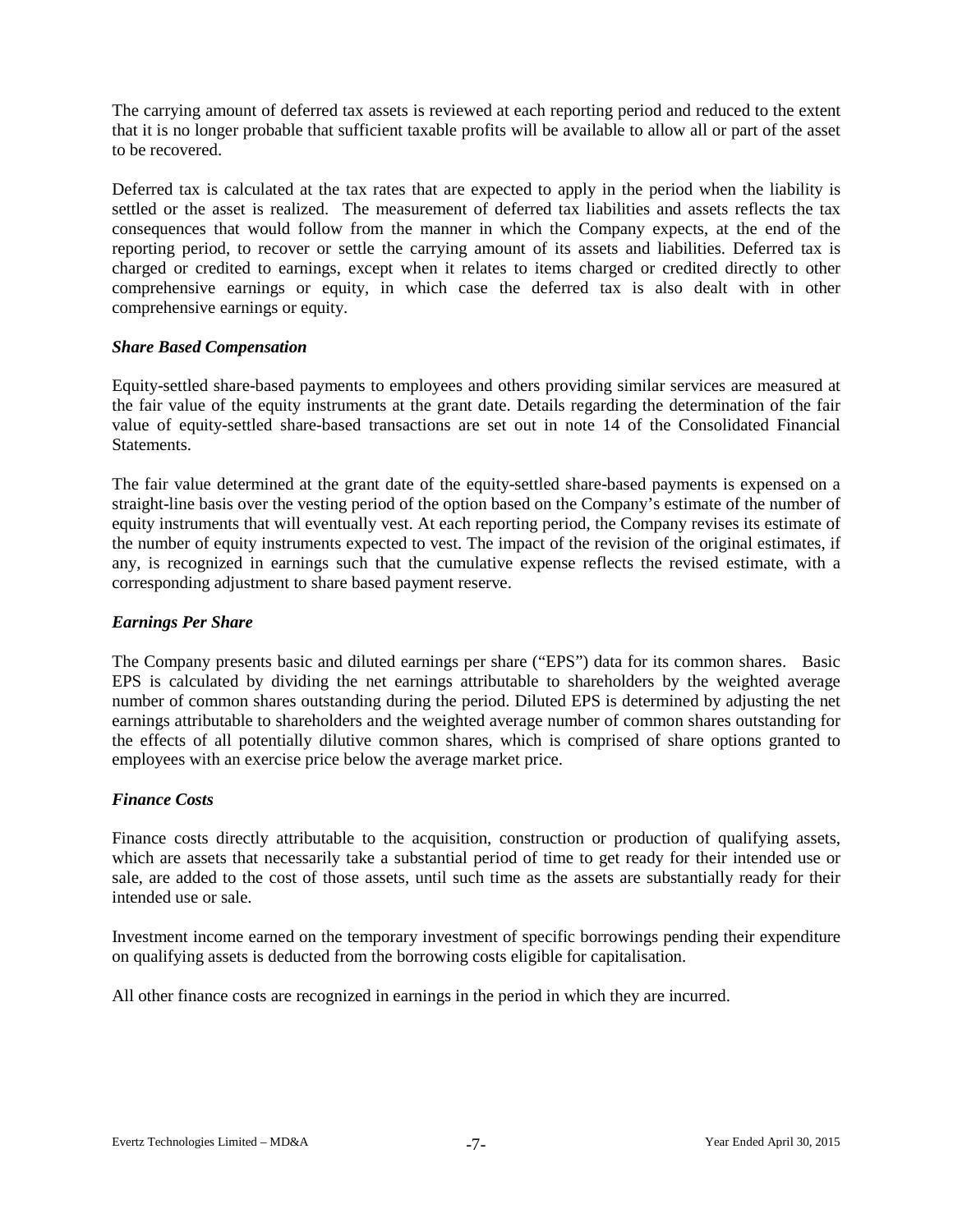The carrying amount of deferred tax assets is reviewed at each reporting period and reduced to the extent that it is no longer probable that sufficient taxable profits will be available to allow all or part of the asset to be recovered.

Deferred tax is calculated at the tax rates that are expected to apply in the period when the liability is settled or the asset is realized. The measurement of deferred tax liabilities and assets reflects the tax consequences that would follow from the manner in which the Company expects, at the end of the reporting period, to recover or settle the carrying amount of its assets and liabilities. Deferred tax is charged or credited to earnings, except when it relates to items charged or credited directly to other comprehensive earnings or equity, in which case the deferred tax is also dealt with in other comprehensive earnings or equity.

### *Share Based Compensation*

Equity-settled share-based payments to employees and others providing similar services are measured at the fair value of the equity instruments at the grant date. Details regarding the determination of the fair value of equity-settled share-based transactions are set out in note 14 of the Consolidated Financial Statements.

The fair value determined at the grant date of the equity-settled share-based payments is expensed on a straight-line basis over the vesting period of the option based on the Company's estimate of the number of equity instruments that will eventually vest. At each reporting period, the Company revises its estimate of the number of equity instruments expected to vest. The impact of the revision of the original estimates, if any, is recognized in earnings such that the cumulative expense reflects the revised estimate, with a corresponding adjustment to share based payment reserve.

### *Earnings Per Share*

The Company presents basic and diluted earnings per share ("EPS") data for its common shares. Basic EPS is calculated by dividing the net earnings attributable to shareholders by the weighted average number of common shares outstanding during the period. Diluted EPS is determined by adjusting the net earnings attributable to shareholders and the weighted average number of common shares outstanding for the effects of all potentially dilutive common shares, which is comprised of share options granted to employees with an exercise price below the average market price.

### *Finance Costs*

Finance costs directly attributable to the acquisition, construction or production of qualifying assets, which are assets that necessarily take a substantial period of time to get ready for their intended use or sale, are added to the cost of those assets, until such time as the assets are substantially ready for their intended use or sale.

Investment income earned on the temporary investment of specific borrowings pending their expenditure on qualifying assets is deducted from the borrowing costs eligible for capitalisation.

All other finance costs are recognized in earnings in the period in which they are incurred.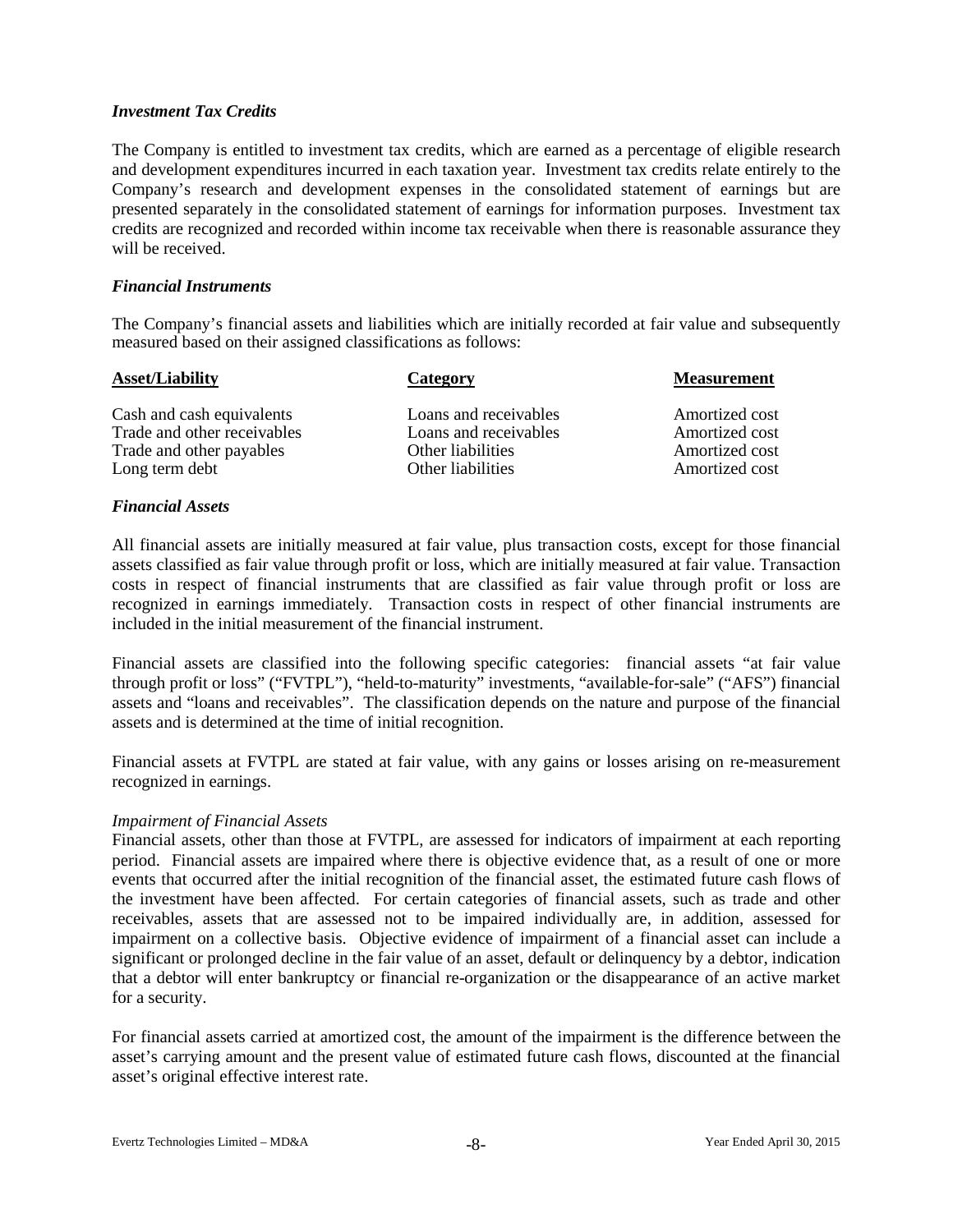### *Investment Tax Credits*

The Company is entitled to investment tax credits, which are earned as a percentage of eligible research and development expenditures incurred in each taxation year. Investment tax credits relate entirely to the Company's research and development expenses in the consolidated statement of earnings but are presented separately in the consolidated statement of earnings for information purposes. Investment tax credits are recognized and recorded within income tax receivable when there is reasonable assurance they will be received.

### *Financial Instruments*

The Company's financial assets and liabilities which are initially recorded at fair value and subsequently measured based on their assigned classifications as follows:

| Asset/Liability | Category | Measurement |
|---|---|---|
| Cash and cash equivalents | Loans and receivables | Amortized cost |
| Trade and other receivables | Loans and receivables | Amortized cost |
| Trade and other payables | Other liabilities | Amortized cost |
| Long term debt | Other liabilities | Amortized cost |

### *Financial Assets*

All financial assets are initially measured at fair value, plus transaction costs, except for those financial assets classified as fair value through profit or loss, which are initially measured at fair value. Transaction costs in respect of financial instruments that are classified as fair value through profit or loss are recognized in earnings immediately. Transaction costs in respect of other financial instruments are included in the initial measurement of the financial instrument.

Financial assets are classified into the following specific categories: financial assets "at fair value through profit or loss" ("FVTPL"), "held-to-maturity" investments, "available-for-sale" ("AFS") financial assets and "loans and receivables". The classification depends on the nature and purpose of the financial assets and is determined at the time of initial recognition.

Financial assets at FVTPL are stated at fair value, with any gains or losses arising on re-measurement recognized in earnings.

*Impairment of Financial Assets*

Financial assets, other than those at FVTPL, are assessed for indicators of impairment at each reporting period. Financial assets are impaired where there is objective evidence that, as a result of one or more events that occurred after the initial recognition of the financial asset, the estimated future cash flows of the investment have been affected. For certain categories of financial assets, such as trade and other receivables, assets that are assessed not to be impaired individually are, in addition, assessed for impairment on a collective basis. Objective evidence of impairment of a financial asset can include a significant or prolonged decline in the fair value of an asset, default or delinquency by a debtor, indication that a debtor will enter bankruptcy or financial re-organization or the disappearance of an active market for a security.

For financial assets carried at amortized cost, the amount of the impairment is the difference between the asset's carrying amount and the present value of estimated future cash flows, discounted at the financial asset's original effective interest rate.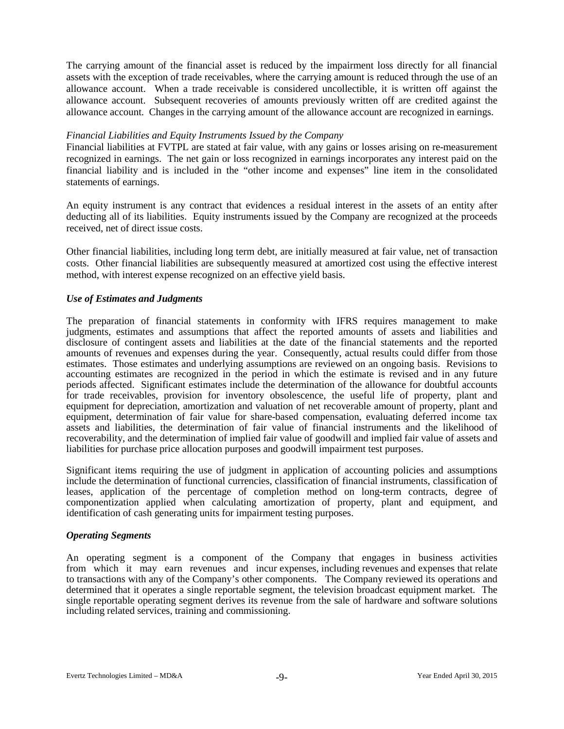The carrying amount of the financial asset is reduced by the impairment loss directly for all financial assets with the exception of trade receivables, where the carrying amount is reduced through the use of an allowance account. When a trade receivable is considered uncollectible, it is written off against the allowance account. Subsequent recoveries of amounts previously written off are credited against the allowance account. Changes in the carrying amount of the allowance account are recognized in earnings.

*Financial Liabilities and Equity Instruments Issued by the Company*

Financial liabilities at FVTPL are stated at fair value, with any gains or losses arising on re-measurement recognized in earnings. The net gain or loss recognized in earnings incorporates any interest paid on the financial liability and is included in the "other income and expenses" line item in the consolidated statements of earnings.

An equity instrument is any contract that evidences a residual interest in the assets of an entity after deducting all of its liabilities. Equity instruments issued by the Company are recognized at the proceeds received, net of direct issue costs.

Other financial liabilities, including long term debt, are initially measured at fair value, net of transaction costs. Other financial liabilities are subsequently measured at amortized cost using the effective interest method, with interest expense recognized on an effective yield basis.

***Use of Estimates and Judgments***

The preparation of financial statements in conformity with IFRS requires management to make judgments, estimates and assumptions that affect the reported amounts of assets and liabilities and disclosure of contingent assets and liabilities at the date of the financial statements and the reported amounts of revenues and expenses during the year. Consequently, actual results could differ from those estimates. Those estimates and underlying assumptions are reviewed on an ongoing basis. Revisions to accounting estimates are recognized in the period in which the estimate is revised and in any future periods affected. Significant estimates include the determination of the allowance for doubtful accounts for trade receivables, provision for inventory obsolescence, the useful life of property, plant and equipment for depreciation, amortization and valuation of net recoverable amount of property, plant and equipment, determination of fair value for share-based compensation, evaluating deferred income tax assets and liabilities, the determination of fair value of financial instruments and the likelihood of recoverability, and the determination of implied fair value of goodwill and implied fair value of assets and liabilities for purchase price allocation purposes and goodwill impairment test purposes.

Significant items requiring the use of judgment in application of accounting policies and assumptions include the determination of functional currencies, classification of financial instruments, classification of leases, application of the percentage of completion method on long-term contracts, degree of componentization applied when calculating amortization of property, plant and equipment, and identification of cash generating units for impairment testing purposes.

***Operating Segments***

An operating segment is a component of the Company that engages in business activities from which it may earn revenues and incur expenses, including revenues and expenses that relate to transactions with any of the Company's other components. The Company reviewed its operations and determined that it operates a single reportable segment, the television broadcast equipment market. The single reportable operating segment derives its revenue from the sale of hardware and software solutions including related services, training and commissioning.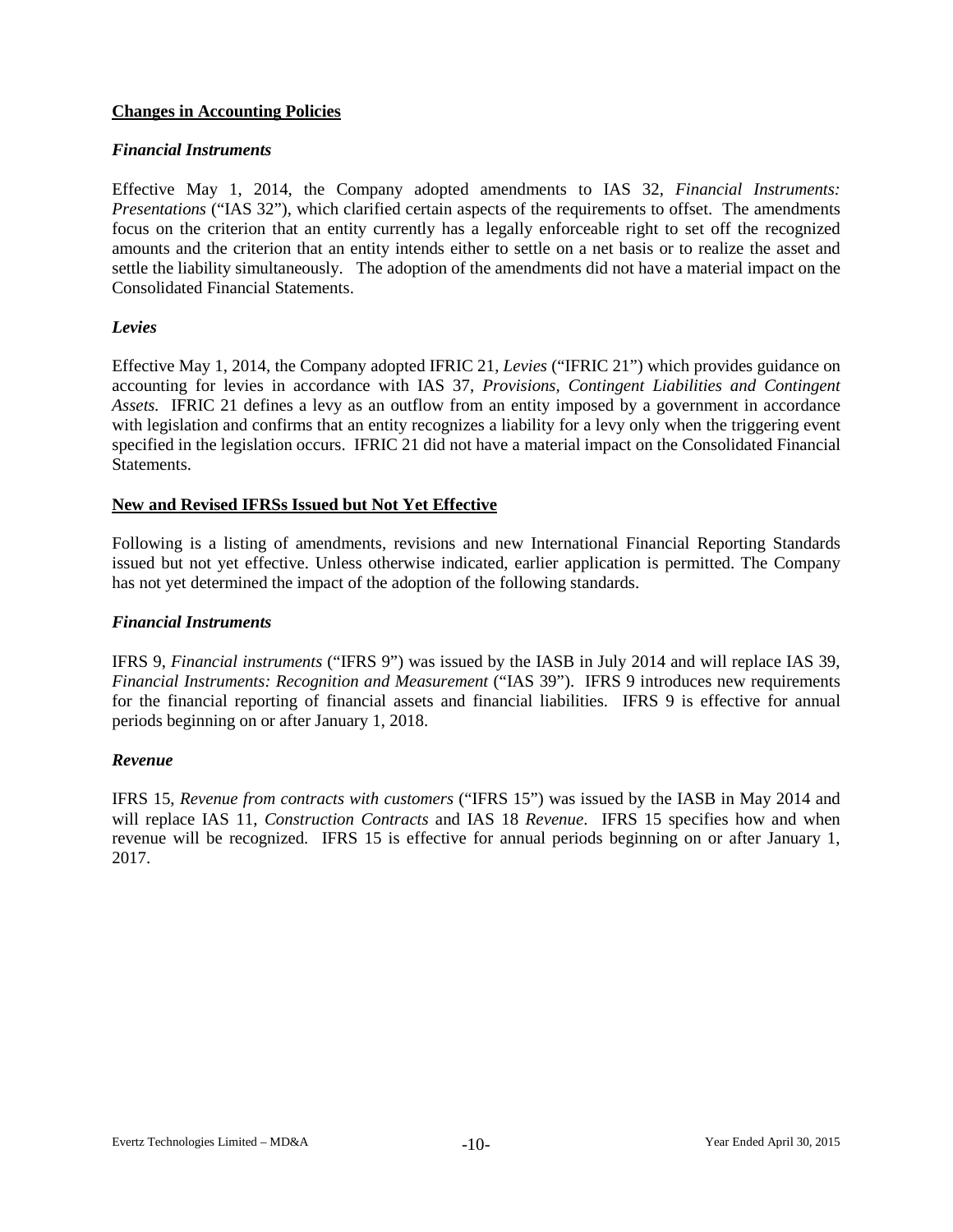## Changes in Accounting Policies

### *Financial Instruments*

Effective May 1, 2014, the Company adopted amendments to IAS 32, *Financial Instruments: Presentations* ("IAS 32"), which clarified certain aspects of the requirements to offset. The amendments focus on the criterion that an entity currently has a legally enforceable right to set off the recognized amounts and the criterion that an entity intends either to settle on a net basis or to realize the asset and settle the liability simultaneously. The adoption of the amendments did not have a material impact on the Consolidated Financial Statements.

### *Levies*

Effective May 1, 2014, the Company adopted IFRIC 21, *Levies* ("IFRIC 21") which provides guidance on accounting for levies in accordance with IAS 37, *Provisions, Contingent Liabilities and Contingent Assets.* IFRIC 21 defines a levy as an outflow from an entity imposed by a government in accordance with legislation and confirms that an entity recognizes a liability for a levy only when the triggering event specified in the legislation occurs. IFRIC 21 did not have a material impact on the Consolidated Financial Statements.

## New and Revised IFRSs Issued but Not Yet Effective

Following is a listing of amendments, revisions and new International Financial Reporting Standards issued but not yet effective. Unless otherwise indicated, earlier application is permitted. The Company has not yet determined the impact of the adoption of the following standards.

### *Financial Instruments*

IFRS 9, *Financial instruments* ("IFRS 9") was issued by the IASB in July 2014 and will replace IAS 39, *Financial Instruments: Recognition and Measurement* ("IAS 39"). IFRS 9 introduces new requirements for the financial reporting of financial assets and financial liabilities. IFRS 9 is effective for annual periods beginning on or after January 1, 2018.

### *Revenue*

IFRS 15, *Revenue from contracts with customers* ("IFRS 15") was issued by the IASB in May 2014 and will replace IAS 11, *Construction Contracts* and IAS 18 *Revenue*. IFRS 15 specifies how and when revenue will be recognized. IFRS 15 is effective for annual periods beginning on or after January 1, 2017.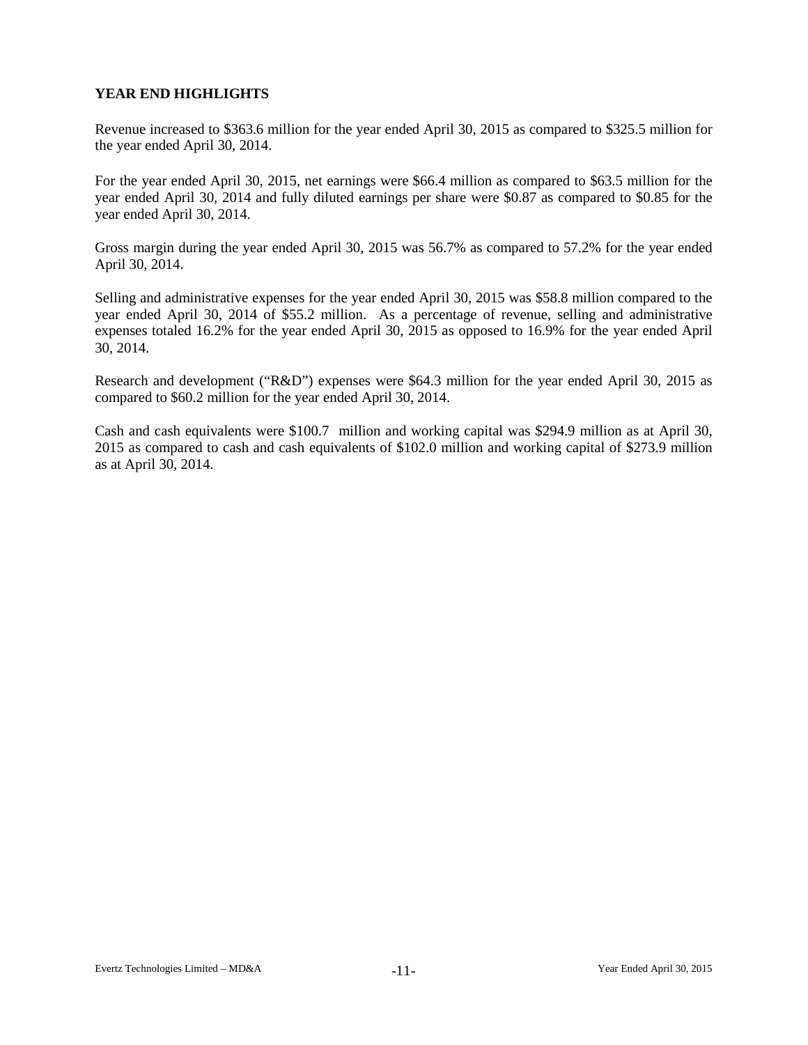## YEAR END HIGHLIGHTS

Revenue increased to $363.6 million for the year ended April 30, 2015 as compared to $325.5 million for the year ended April 30, 2014.

For the year ended April 30, 2015, net earnings were $66.4 million as compared to $63.5 million for the year ended April 30, 2014 and fully diluted earnings per share were $0.87 as compared to $0.85 for the year ended April 30, 2014.

Gross margin during the year ended April 30, 2015 was 56.7% as compared to 57.2% for the year ended April 30, 2014.

Selling and administrative expenses for the year ended April 30, 2015 was $58.8 million compared to the year ended April 30, 2014 of $55.2 million. As a percentage of revenue, selling and administrative expenses totaled 16.2% for the year ended April 30, 2015 as opposed to 16.9% for the year ended April 30, 2014.

Research and development ("R&D") expenses were $64.3 million for the year ended April 30, 2015 as compared to $60.2 million for the year ended April 30, 2014.

Cash and cash equivalents were $100.7 million and working capital was $294.9 million as at April 30, 2015 as compared to cash and cash equivalents of $102.0 million and working capital of $273.9 million as at April 30, 2014.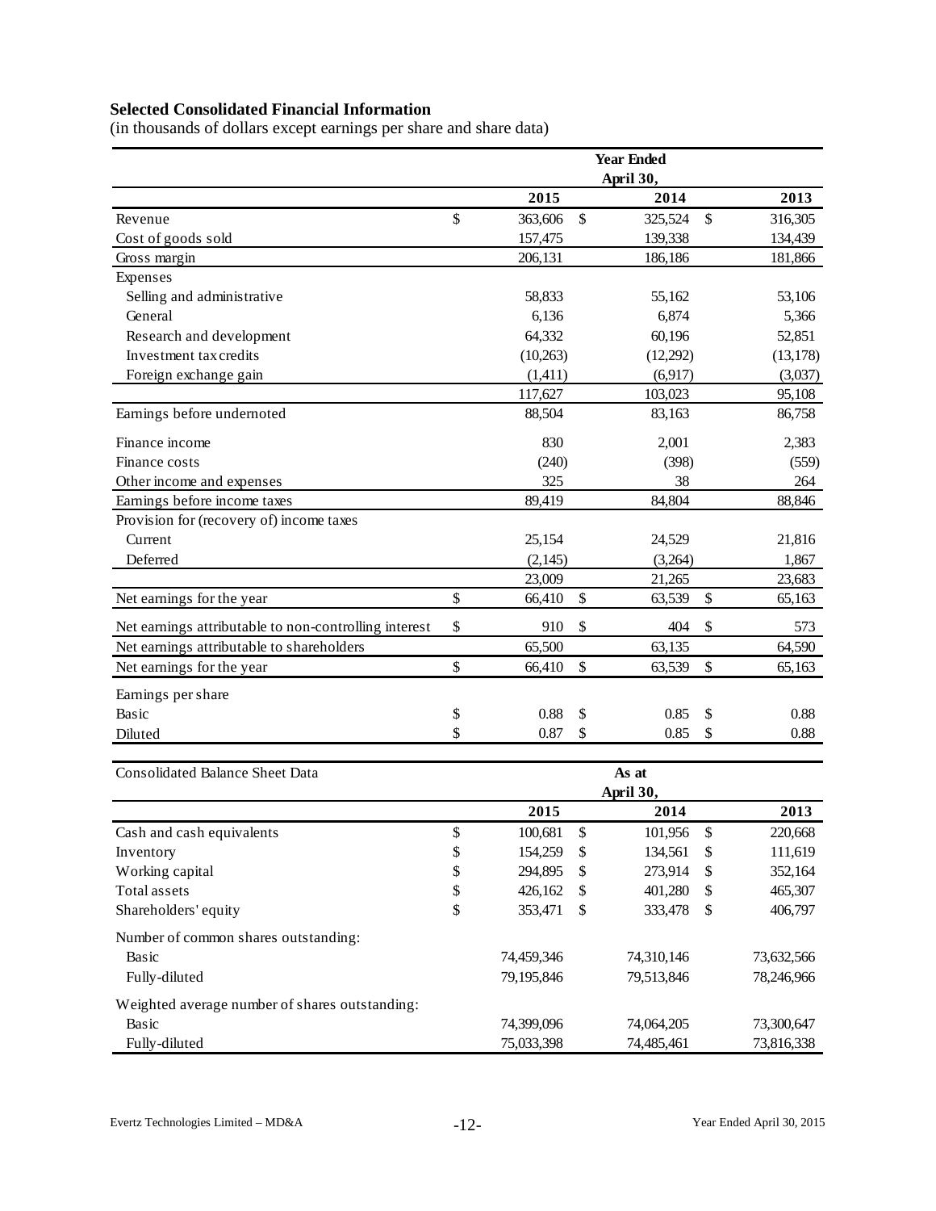**Selected Consolidated Financial Information**
(in thousands of dollars except earnings per share and share data)

| | Year Ended April 30, | | |
|---|---|---|---|
| | 2015 | 2014 | 2013 |
| Revenue | $ 363,606 | $ 325,524 | $ 316,305 |
| Cost of goods sold | 157,475 | 139,338 | 134,439 |
| Gross margin | 206,131 | 186,186 | 181,866 |
| Expenses | | | |
| Selling and administrative | 58,833 | 55,162 | 53,106 |
| General | 6,136 | 6,874 | 5,366 |
| Research and development | 64,332 | 60,196 | 52,851 |
| Investment tax credits | (10,263) | (12,292) | (13,178) |
| Foreign exchange gain | (1,411) | (6,917) | (3,037) |
| | 117,627 | 103,023 | 95,108 |
| Earnings before undernoted | 88,504 | 83,163 | 86,758 |
| Finance income | 830 | 2,001 | 2,383 |
| Finance costs | (240) | (398) | (559) |
| Other income and expenses | 325 | 38 | 264 |
| Earnings before income taxes | 89,419 | 84,804 | 88,846 |
| Provision for (recovery of) income taxes | | | |
| Current | 25,154 | 24,529 | 21,816 |
| Deferred | (2,145) | (3,264) | 1,867 |
| | 23,009 | 21,265 | 23,683 |
| Net earnings for the year | $ 66,410 | $ 63,539 | $ 65,163 |
| Net earnings attributable to non-controlling interest | $ 910 | $ 404 | $ 573 |
| Net earnings attributable to shareholders | 65,500 | 63,135 | 64,590 |
| Net earnings for the year | $ 66,410 | $ 63,539 | $ 65,163 |
| Earnings per share | | | |
| Basic | $ 0.88 | $ 0.85 | $ 0.88 |
| Diluted | $ 0.87 | $ 0.85 | $ 0.88 |

| Consolidated Balance Sheet Data | As at April 30, | | |
|---|---|---|---|
| | 2015 | 2014 | 2013 |
| Cash and cash equivalents | $ 100,681 | $ 101,956 | $ 220,668 |
| Inventory | $ 154,259 | $ 134,561 | $ 111,619 |
| Working capital | $ 294,895 | $ 273,914 | $ 352,164 |
| Total assets | $ 426,162 | $ 401,280 | $ 465,307 |
| Shareholders' equity | $ 353,471 | $ 333,478 | $ 406,797 |
| Number of common shares outstanding: | | | |
| Basic | 74,459,346 | 74,310,146 | 73,632,566 |
| Fully-diluted | 79,195,846 | 79,513,846 | 78,246,966 |
| Weighted average number of shares outstanding: | | | |
| Basic | 74,399,096 | 74,064,205 | 73,300,647 |
| Fully-diluted | 75,033,398 | 74,485,461 | 73,816,338 |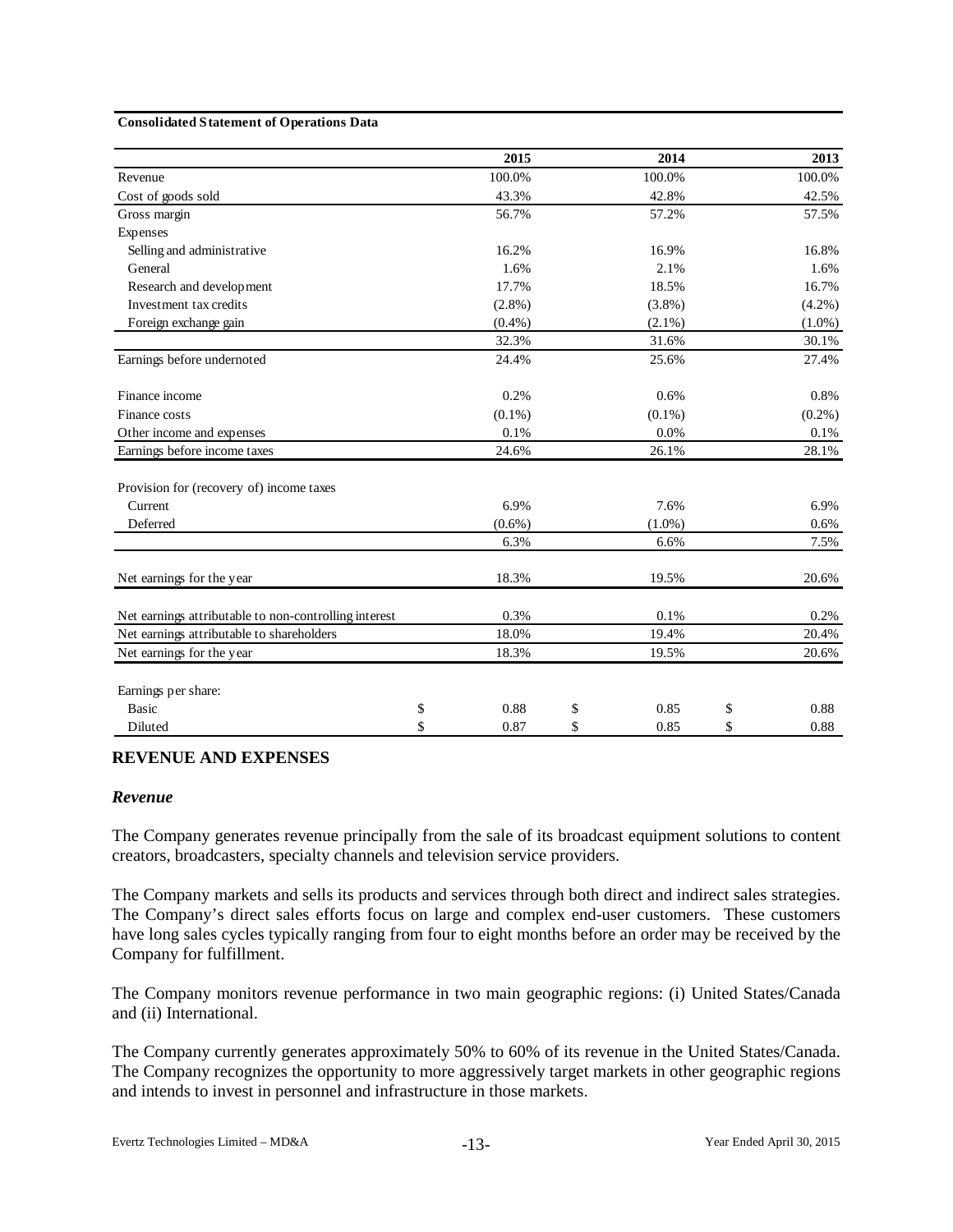**Consolidated Statement of Operations Data**

| | 2015 | 2014 | 2013 |
|---|---|---|---|
| Revenue | 100.0% | 100.0% | 100.0% |
| Cost of goods sold | 43.3% | 42.8% | 42.5% |
| Gross margin | 56.7% | 57.2% | 57.5% |
| Expenses | | | |
| Selling and administrative | 16.2% | 16.9% | 16.8% |
| General | 1.6% | 2.1% | 1.6% |
| Research and development | 17.7% | 18.5% | 16.7% |
| Investment tax credits | (2.8%) | (3.8%) | (4.2%) |
| Foreign exchange gain | (0.4%) | (2.1%) | (1.0%) |
| | 32.3% | 31.6% | 30.1% |
| Earnings before undernoted | 24.4% | 25.6% | 27.4% |
| Finance income | 0.2% | 0.6% | 0.8% |
| Finance costs | (0.1%) | (0.1%) | (0.2%) |
| Other income and expenses | 0.1% | 0.0% | 0.1% |
| Earnings before income taxes | 24.6% | 26.1% | 28.1% |
| Provision for (recovery of) income taxes | | | |
| Current | 6.9% | 7.6% | 6.9% |
| Deferred | (0.6%) | (1.0%) | 0.6% |
| | 6.3% | 6.6% | 7.5% |
| Net earnings for the year | 18.3% | 19.5% | 20.6% |
| Net earnings attributable to non-controlling interest | 0.3% | 0.1% | 0.2% |
| Net earnings attributable to shareholders | 18.0% | 19.4% | 20.4% |
| Net earnings for the year | 18.3% | 19.5% | 20.6% |
| Earnings per share: | | | |
| Basic | $ 0.88 | $ 0.85 | $ 0.88 |
| Diluted | $ 0.87 | $ 0.85 | $ 0.88 |

## REVENUE AND EXPENSES

### *Revenue*

The Company generates revenue principally from the sale of its broadcast equipment solutions to content creators, broadcasters, specialty channels and television service providers.

The Company markets and sells its products and services through both direct and indirect sales strategies. The Company's direct sales efforts focus on large and complex end-user customers. These customers have long sales cycles typically ranging from four to eight months before an order may be received by the Company for fulfillment.

The Company monitors revenue performance in two main geographic regions: (i) United States/Canada and (ii) International.

The Company currently generates approximately 50% to 60% of its revenue in the United States/Canada. The Company recognizes the opportunity to more aggressively target markets in other geographic regions and intends to invest in personnel and infrastructure in those markets.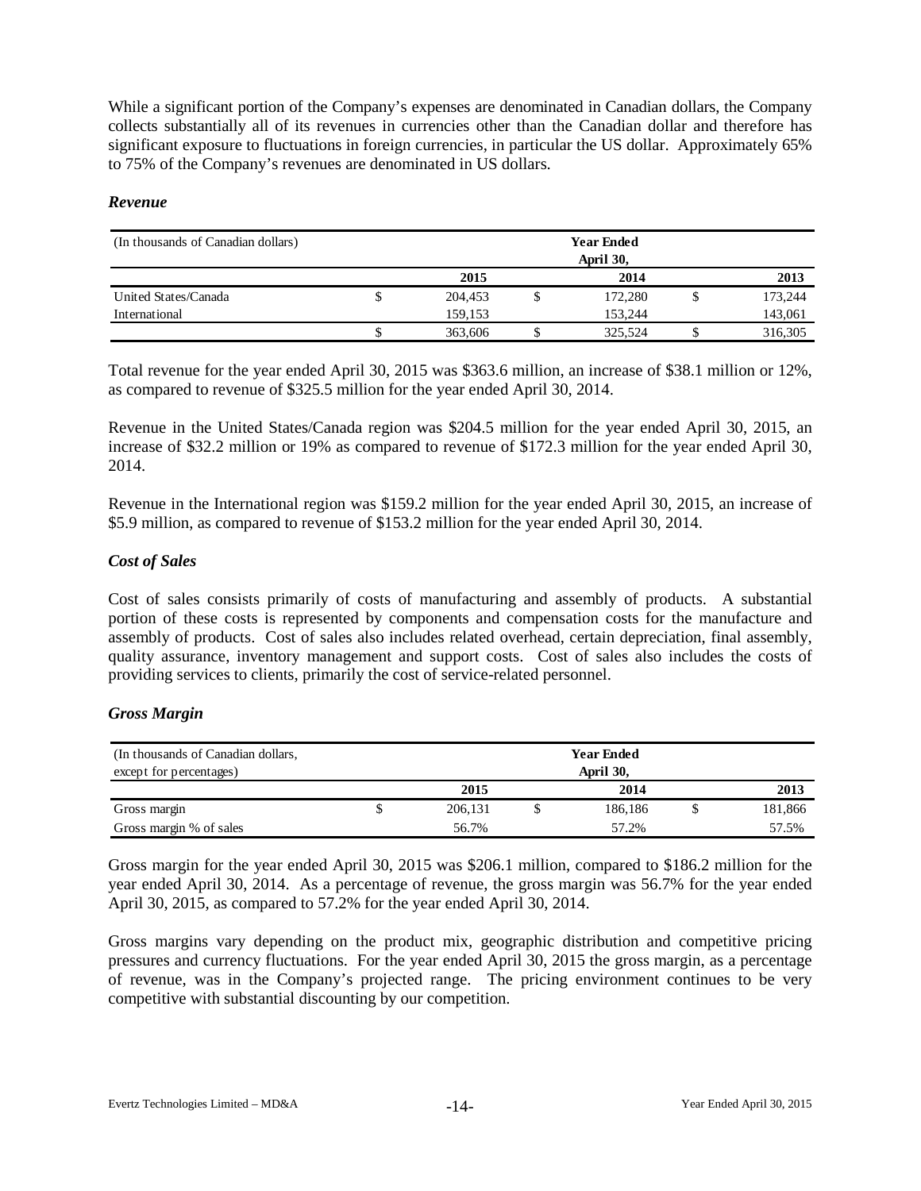While a significant portion of the Company's expenses are denominated in Canadian dollars, the Company collects substantially all of its revenues in currencies other than the Canadian dollar and therefore has significant exposure to fluctuations in foreign currencies, in particular the US dollar. Approximately 65% to 75% of the Company's revenues are denominated in US dollars.

### *Revenue*

| (In thousands of Canadian dollars) | Year Ended April 30, | | |
|---|---|---|---|
| | 2015 | 2014 | 2013 |
| United States/Canada | $ 204,453 | $ 172,280 | $ 173,244 |
| International | 159,153 | 153,244 | 143,061 |
| | $ 363,606 | $ 325,524 | $ 316,305 |

Total revenue for the year ended April 30, 2015 was $363.6 million, an increase of $38.1 million or 12%, as compared to revenue of $325.5 million for the year ended April 30, 2014.

Revenue in the United States/Canada region was $204.5 million for the year ended April 30, 2015, an increase of $32.2 million or 19% as compared to revenue of $172.3 million for the year ended April 30, 2014.

Revenue in the International region was $159.2 million for the year ended April 30, 2015, an increase of $5.9 million, as compared to revenue of $153.2 million for the year ended April 30, 2014.

### *Cost of Sales*

Cost of sales consists primarily of costs of manufacturing and assembly of products. A substantial portion of these costs is represented by components and compensation costs for the manufacture and assembly of products. Cost of sales also includes related overhead, certain depreciation, final assembly, quality assurance, inventory management and support costs. Cost of sales also includes the costs of providing services to clients, primarily the cost of service-related personnel.

### *Gross Margin*

| (In thousands of Canadian dollars, except for percentages) | Year Ended April 30, | | |
|---|---|---|---|
| | 2015 | 2014 | 2013 |
| Gross margin | $ 206,131 | $ 186,186 | $ 181,866 |
| Gross margin % of sales | 56.7% | 57.2% | 57.5% |

Gross margin for the year ended April 30, 2015 was $206.1 million, compared to $186.2 million for the year ended April 30, 2014. As a percentage of revenue, the gross margin was 56.7% for the year ended April 30, 2015, as compared to 57.2% for the year ended April 30, 2014.

Gross margins vary depending on the product mix, geographic distribution and competitive pricing pressures and currency fluctuations. For the year ended April 30, 2015 the gross margin, as a percentage of revenue, was in the Company's projected range. The pricing environment continues to be very competitive with substantial discounting by our competition.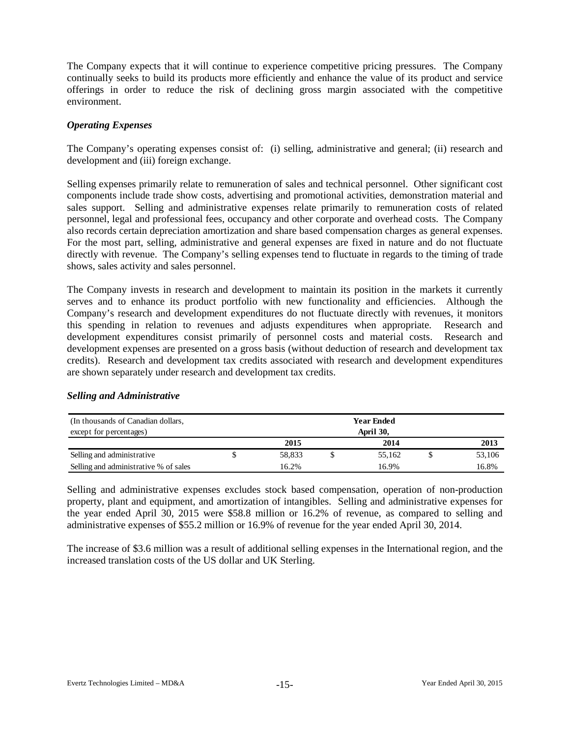The Company expects that it will continue to experience competitive pricing pressures. The Company continually seeks to build its products more efficiently and enhance the value of its product and service offerings in order to reduce the risk of declining gross margin associated with the competitive environment.

### *Operating Expenses*

The Company's operating expenses consist of: (i) selling, administrative and general; (ii) research and development and (iii) foreign exchange.

Selling expenses primarily relate to remuneration of sales and technical personnel. Other significant cost components include trade show costs, advertising and promotional activities, demonstration material and sales support. Selling and administrative expenses relate primarily to remuneration costs of related personnel, legal and professional fees, occupancy and other corporate and overhead costs. The Company also records certain depreciation amortization and share based compensation charges as general expenses. For the most part, selling, administrative and general expenses are fixed in nature and do not fluctuate directly with revenue. The Company's selling expenses tend to fluctuate in regards to the timing of trade shows, sales activity and sales personnel.

The Company invests in research and development to maintain its position in the markets it currently serves and to enhance its product portfolio with new functionality and efficiencies. Although the Company's research and development expenditures do not fluctuate directly with revenues, it monitors this spending in relation to revenues and adjusts expenditures when appropriate. Research and development expenditures consist primarily of personnel costs and material costs. Research and development expenses are presented on a gross basis (without deduction of research and development tax credits). Research and development tax credits associated with research and development expenditures are shown separately under research and development tax credits.

### *Selling and Administrative*

| (In thousands of Canadian dollars, except for percentages) | Year Ended April 30, | | |
|---|---|---|---|
| | 2015 | 2014 | 2013 |
| Selling and administrative | $ 58,833 | $ 55,162 | $ 53,106 |
| Selling and administrative % of sales | 16.2% | 16.9% | 16.8% |

Selling and administrative expenses excludes stock based compensation, operation of non-production property, plant and equipment, and amortization of intangibles. Selling and administrative expenses for the year ended April 30, 2015 were $58.8 million or 16.2% of revenue, as compared to selling and administrative expenses of $55.2 million or 16.9% of revenue for the year ended April 30, 2014.

The increase of $3.6 million was a result of additional selling expenses in the International region, and the increased translation costs of the US dollar and UK Sterling.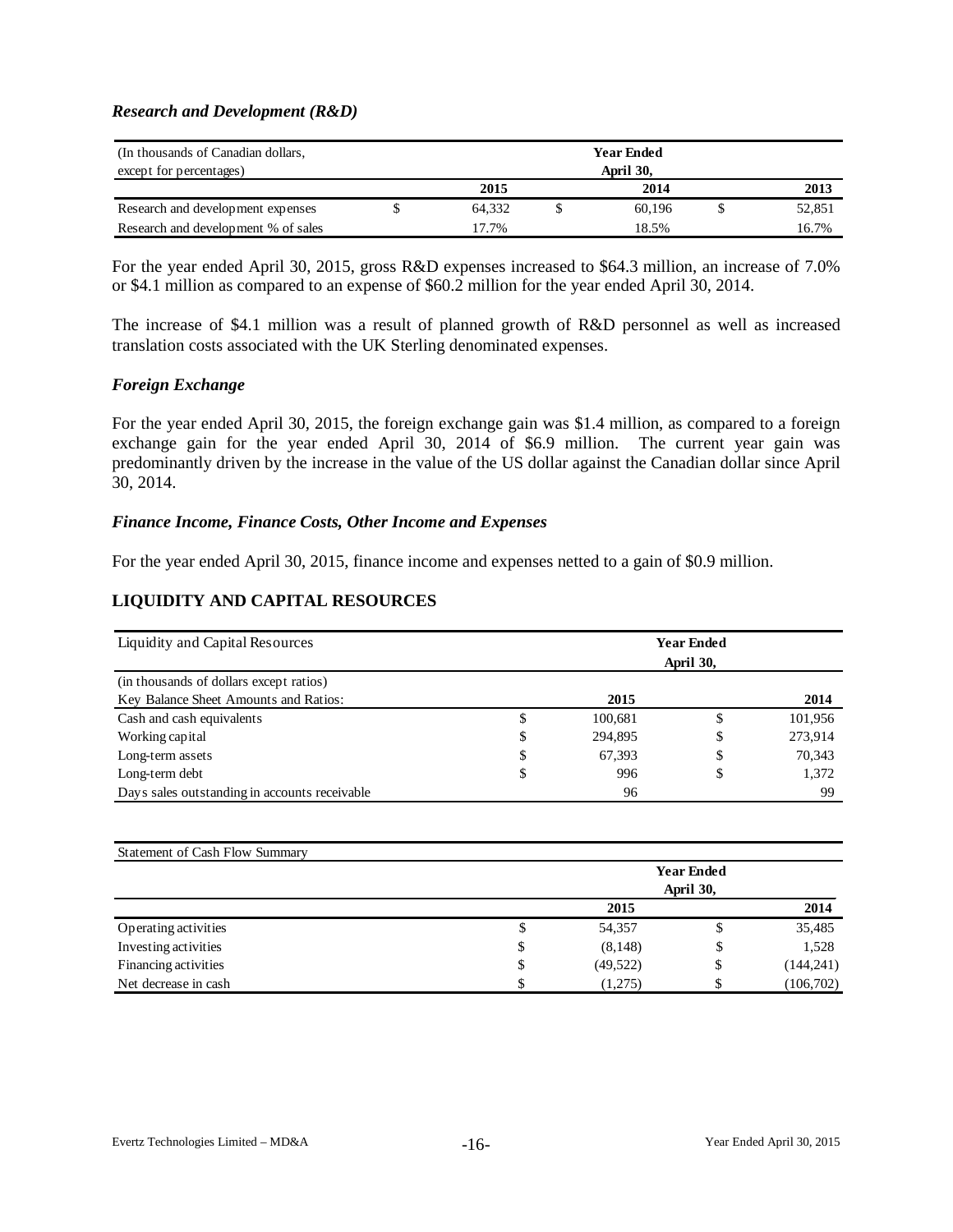### *Research and Development (R&D)*

| (In thousands of Canadian dollars, except for percentages) | Year Ended April 30, | | |
|---|---|---|---|
| | 2015 | 2014 | 2013 |
| Research and development expenses | $ 64,332 | $ 60,196 | $ 52,851 |
| Research and development % of sales | 17.7% | 18.5% | 16.7% |

For the year ended April 30, 2015, gross R&D expenses increased to $64.3 million, an increase of 7.0% or $4.1 million as compared to an expense of $60.2 million for the year ended April 30, 2014.

The increase of $4.1 million was a result of planned growth of R&D personnel as well as increased translation costs associated with the UK Sterling denominated expenses.

### *Foreign Exchange*

For the year ended April 30, 2015, the foreign exchange gain was $1.4 million, as compared to a foreign exchange gain for the year ended April 30, 2014 of $6.9 million. The current year gain was predominantly driven by the increase in the value of the US dollar against the Canadian dollar since April 30, 2014.

### *Finance Income, Finance Costs, Other Income and Expenses*

For the year ended April 30, 2015, finance income and expenses netted to a gain of $0.9 million.

## LIQUIDITY AND CAPITAL RESOURCES

| Liquidity and Capital Resources | Year Ended April 30, | |
|---|---|---|
| (in thousands of dollars except ratios) | | |
| Key Balance Sheet Amounts and Ratios: | 2015 | 2014 |
| Cash and cash equivalents | $ 100,681 | $ 101,956 |
| Working capital | $ 294,895 | $ 273,914 |
| Long-term assets | $ 67,393 | $ 70,343 |
| Long-term debt | $ 996 | $ 1,372 |
| Days sales outstanding in accounts receivable | 96 | 99 |

| Statement of Cash Flow Summary | Year Ended April 30, | |
|---|---|---|
| | 2015 | 2014 |
| Operating activities | $ 54,357 | $ 35,485 |
| Investing activities | $ (8,148) | $ 1,528 |
| Financing activities | $ (49,522) | $ (144,241) |
| Net decrease in cash | $ (1,275) | $ (106,702) |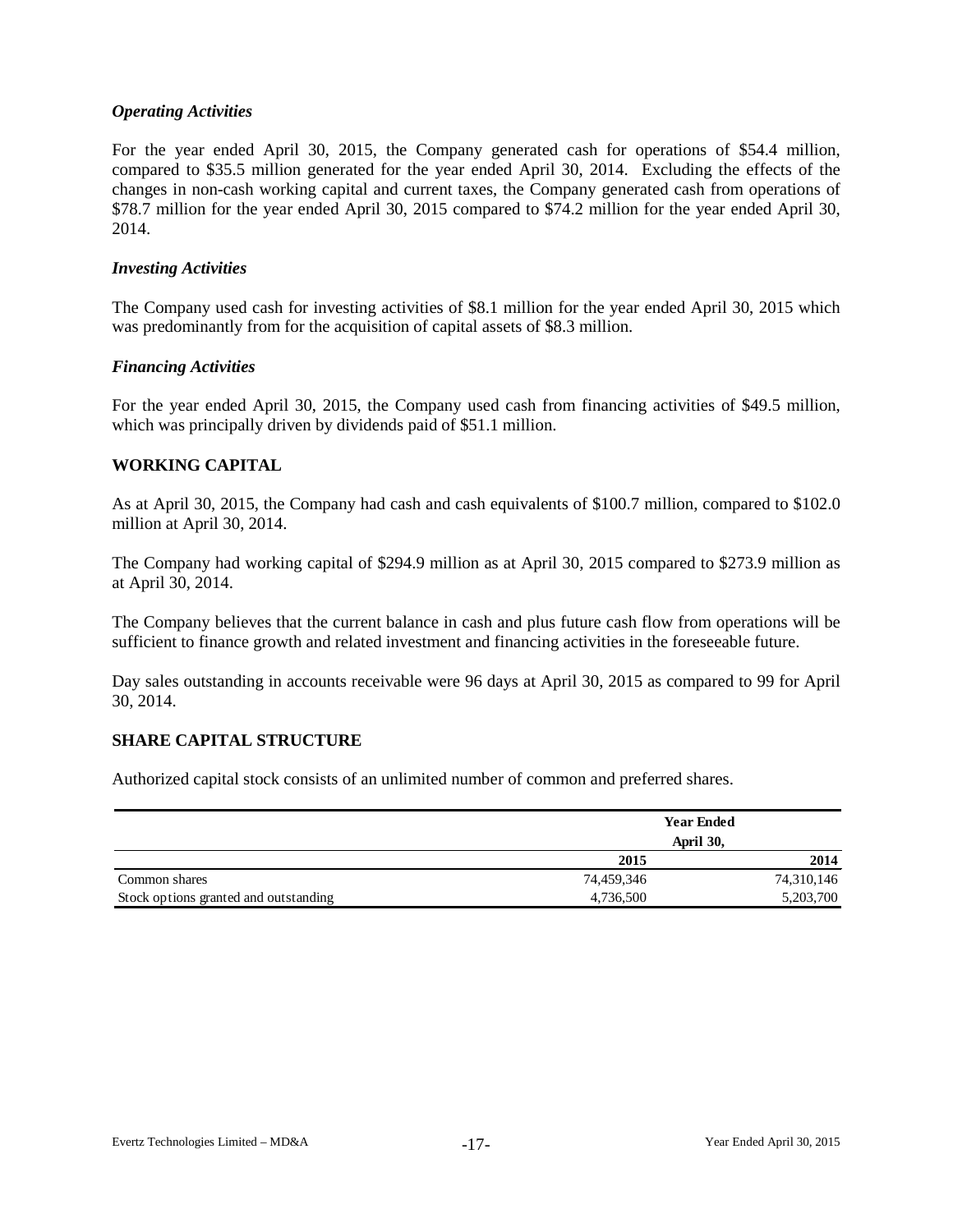### *Operating Activities*

For the year ended April 30, 2015, the Company generated cash for operations of $54.4 million, compared to $35.5 million generated for the year ended April 30, 2014. Excluding the effects of the changes in non-cash working capital and current taxes, the Company generated cash from operations of $78.7 million for the year ended April 30, 2015 compared to $74.2 million for the year ended April 30, 2014.

### *Investing Activities*

The Company used cash for investing activities of $8.1 million for the year ended April 30, 2015 which was predominantly from for the acquisition of capital assets of $8.3 million.

### *Financing Activities*

For the year ended April 30, 2015, the Company used cash from financing activities of $49.5 million, which was principally driven by dividends paid of $51.1 million.

## WORKING CAPITAL

As at April 30, 2015, the Company had cash and cash equivalents of $100.7 million, compared to $102.0 million at April 30, 2014.

The Company had working capital of $294.9 million as at April 30, 2015 compared to $273.9 million as at April 30, 2014.

The Company believes that the current balance in cash and plus future cash flow from operations will be sufficient to finance growth and related investment and financing activities in the foreseeable future.

Day sales outstanding in accounts receivable were 96 days at April 30, 2015 as compared to 99 for April 30, 2014.

## SHARE CAPITAL STRUCTURE

Authorized capital stock consists of an unlimited number of common and preferred shares.

| | Year Ended April 30, | |
|---|---|---|
| | **2015** | **2014** |
| Common shares | 74,459,346 | 74,310,146 |
| Stock options granted and outstanding | 4,736,500 | 5,203,700 |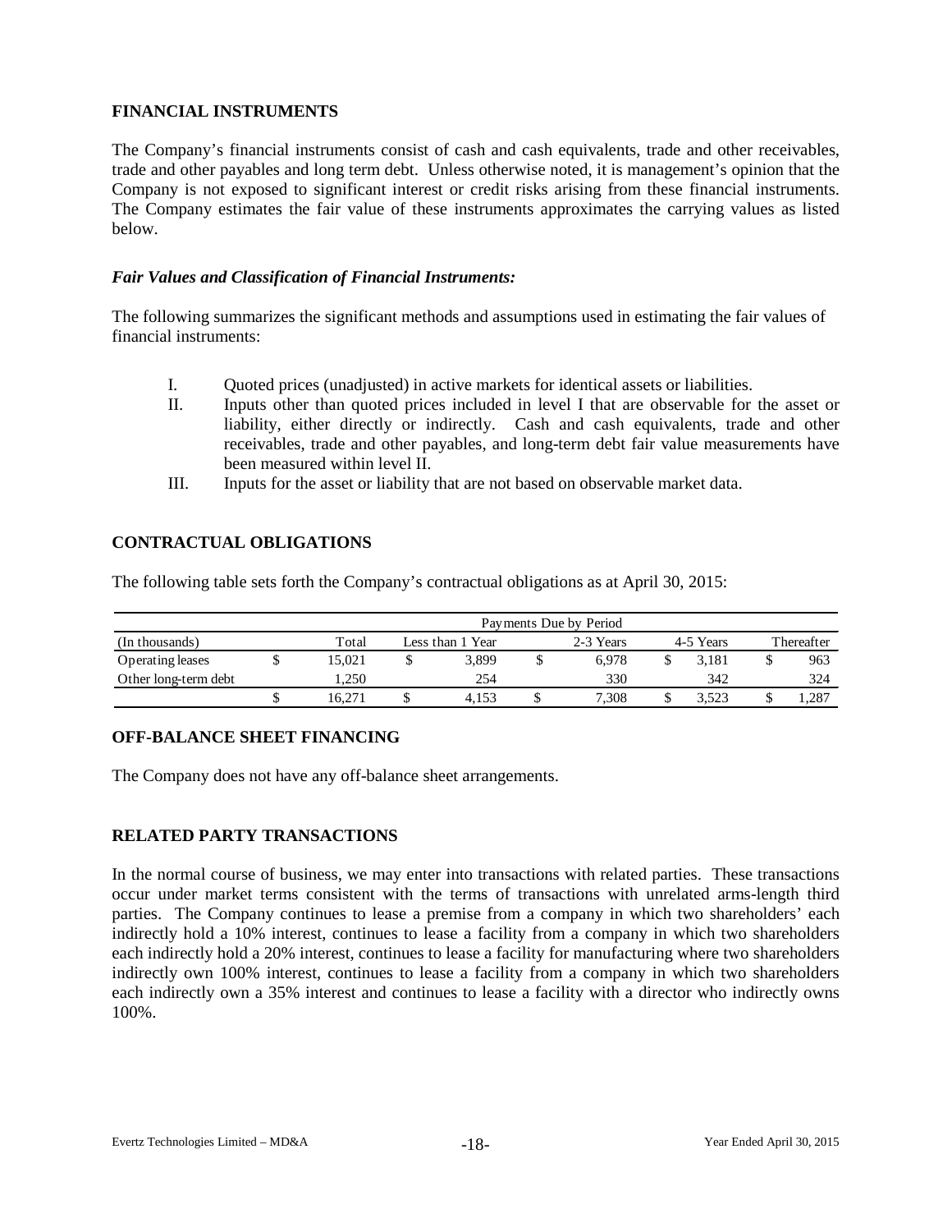## FINANCIAL INSTRUMENTS

The Company's financial instruments consist of cash and cash equivalents, trade and other receivables, trade and other payables and long term debt. Unless otherwise noted, it is management's opinion that the Company is not exposed to significant interest or credit risks arising from these financial instruments. The Company estimates the fair value of these instruments approximates the carrying values as listed below.

### *Fair Values and Classification of Financial Instruments:*

The following summarizes the significant methods and assumptions used in estimating the fair values of financial instruments:

I. Quoted prices (unadjusted) in active markets for identical assets or liabilities.

II. Inputs other than quoted prices included in level I that are observable for the asset or liability, either directly or indirectly. Cash and cash equivalents, trade and other receivables, trade and other payables, and long-term debt fair value measurements have been measured within level II.

III. Inputs for the asset or liability that are not based on observable market data.

## CONTRACTUAL OBLIGATIONS

The following table sets forth the Company's contractual obligations as at April 30, 2015:

| | Payments Due by Period | | | | |
|---|---|---|---|---|---|
| (In thousands) | Total | Less than 1 Year | 2-3 Years | 4-5 Years | Thereafter |
| Operating leases | $ 15,021 | $ 3,899 | $ 6,978 | $ 3,181 | $ 963 |
| Other long-term debt | 1,250 | 254 | 330 | 342 | 324 |
| | $ 16,271 | $ 4,153 | $ 7,308 | $ 3,523 | $ 1,287 |

## OFF-BALANCE SHEET FINANCING

The Company does not have any off-balance sheet arrangements.

## RELATED PARTY TRANSACTIONS

In the normal course of business, we may enter into transactions with related parties. These transactions occur under market terms consistent with the terms of transactions with unrelated arms-length third parties. The Company continues to lease a premise from a company in which two shareholders' each indirectly hold a 10% interest, continues to lease a facility from a company in which two shareholders each indirectly hold a 20% interest, continues to lease a facility for manufacturing where two shareholders indirectly own 100% interest, continues to lease a facility from a company in which two shareholders each indirectly own a 35% interest and continues to lease a facility with a director who indirectly owns 100%.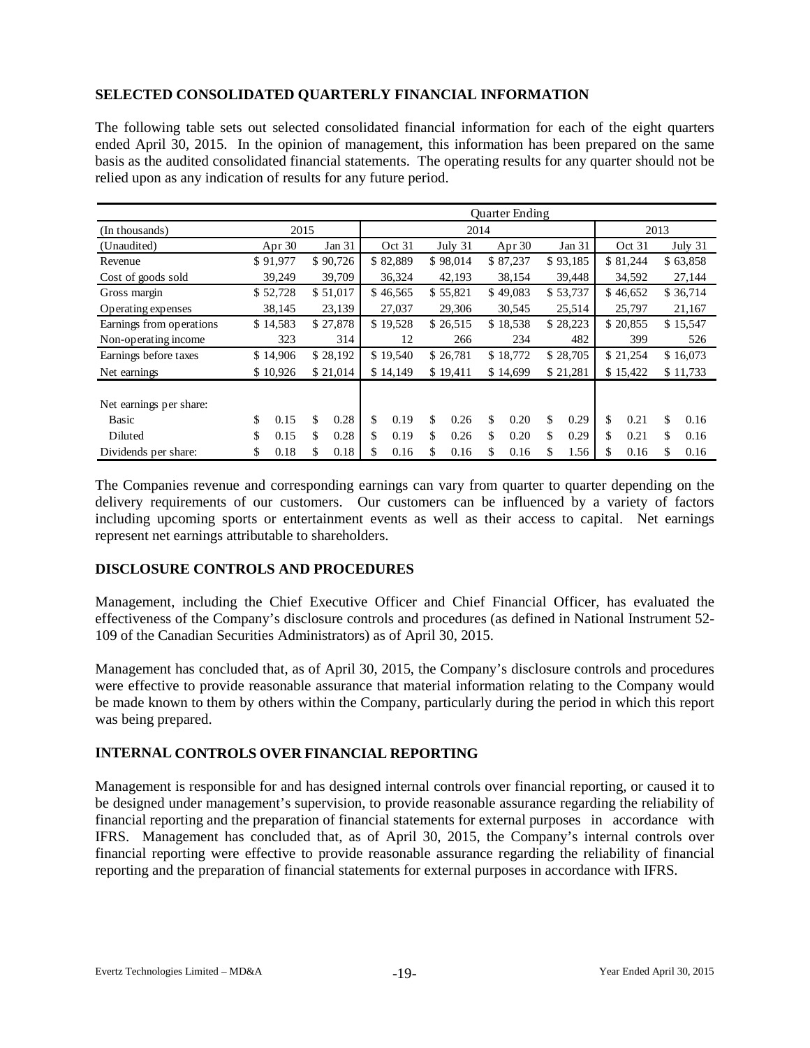## SELECTED CONSOLIDATED QUARTERLY FINANCIAL INFORMATION

The following table sets out selected consolidated financial information for each of the eight quarters ended April 30, 2015. In the opinion of management, this information has been prepared on the same basis as the audited consolidated financial statements. The operating results for any quarter should not be relied upon as any indication of results for any future period.

| | Quarter Ending | | | | | | | |
|---|---|---|---|---|---|---|---|---|
| (In thousands) | 2015 | | 2014 | | | | 2013 | |
| (Unaudited) | Apr 30 | Jan 31 | Oct 31 | July 31 | Apr 30 | Jan 31 | Oct 31 | July 31 |
| Revenue | $ 91,977 | $ 90,726 | $ 82,889 | $ 98,014 | $ 87,237 | $ 93,185 | $ 81,244 | $ 63,858 |
| Cost of goods sold | 39,249 | 39,709 | 36,324 | 42,193 | 38,154 | 39,448 | 34,592 | 27,144 |
| Gross margin | $ 52,728 | $ 51,017 | $ 46,565 | $ 55,821 | $ 49,083 | $ 53,737 | $ 46,652 | $ 36,714 |
| Operating expenses | 38,145 | 23,139 | 27,037 | 29,306 | 30,545 | 25,514 | 25,797 | 21,167 |
| Earnings from operations | $ 14,583 | $ 27,878 | $ 19,528 | $ 26,515 | $ 18,538 | $ 28,223 | $ 20,855 | $ 15,547 |
| Non-operating income | 323 | 314 | 12 | 266 | 234 | 482 | 399 | 526 |
| Earnings before taxes | $ 14,906 | $ 28,192 | $ 19,540 | $ 26,781 | $ 18,772 | $ 28,705 | $ 21,254 | $ 16,073 |
| Net earnings | $ 10,926 | $ 21,014 | $ 14,149 | $ 19,411 | $ 14,699 | $ 21,281 | $ 15,422 | $ 11,733 |
| Net earnings per share: | | | | | | | | |
| Basic | $ 0.15 | $ 0.28 | $ 0.19 | $ 0.26 | $ 0.20 | $ 0.29 | $ 0.21 | $ 0.16 |
| Diluted | $ 0.15 | $ 0.28 | $ 0.19 | $ 0.26 | $ 0.20 | $ 0.29 | $ 0.21 | $ 0.16 |
| Dividends per share: | $ 0.18 | $ 0.18 | $ 0.16 | $ 0.16 | $ 0.16 | $ 1.56 | $ 0.16 | $ 0.16 |

The Companies revenue and corresponding earnings can vary from quarter to quarter depending on the delivery requirements of our customers. Our customers can be influenced by a variety of factors including upcoming sports or entertainment events as well as their access to capital. Net earnings represent net earnings attributable to shareholders.

## DISCLOSURE CONTROLS AND PROCEDURES

Management, including the Chief Executive Officer and Chief Financial Officer, has evaluated the effectiveness of the Company's disclosure controls and procedures (as defined in National Instrument 52-109 of the Canadian Securities Administrators) as of April 30, 2015.

Management has concluded that, as of April 30, 2015, the Company's disclosure controls and procedures were effective to provide reasonable assurance that material information relating to the Company would be made known to them by others within the Company, particularly during the period in which this report was being prepared.

## INTERNAL CONTROLS OVER FINANCIAL REPORTING

Management is responsible for and has designed internal controls over financial reporting, or caused it to be designed under management's supervision, to provide reasonable assurance regarding the reliability of financial reporting and the preparation of financial statements for external purposes in accordance with IFRS. Management has concluded that, as of April 30, 2015, the Company's internal controls over financial reporting were effective to provide reasonable assurance regarding the reliability of financial reporting and the preparation of financial statements for external purposes in accordance with IFRS.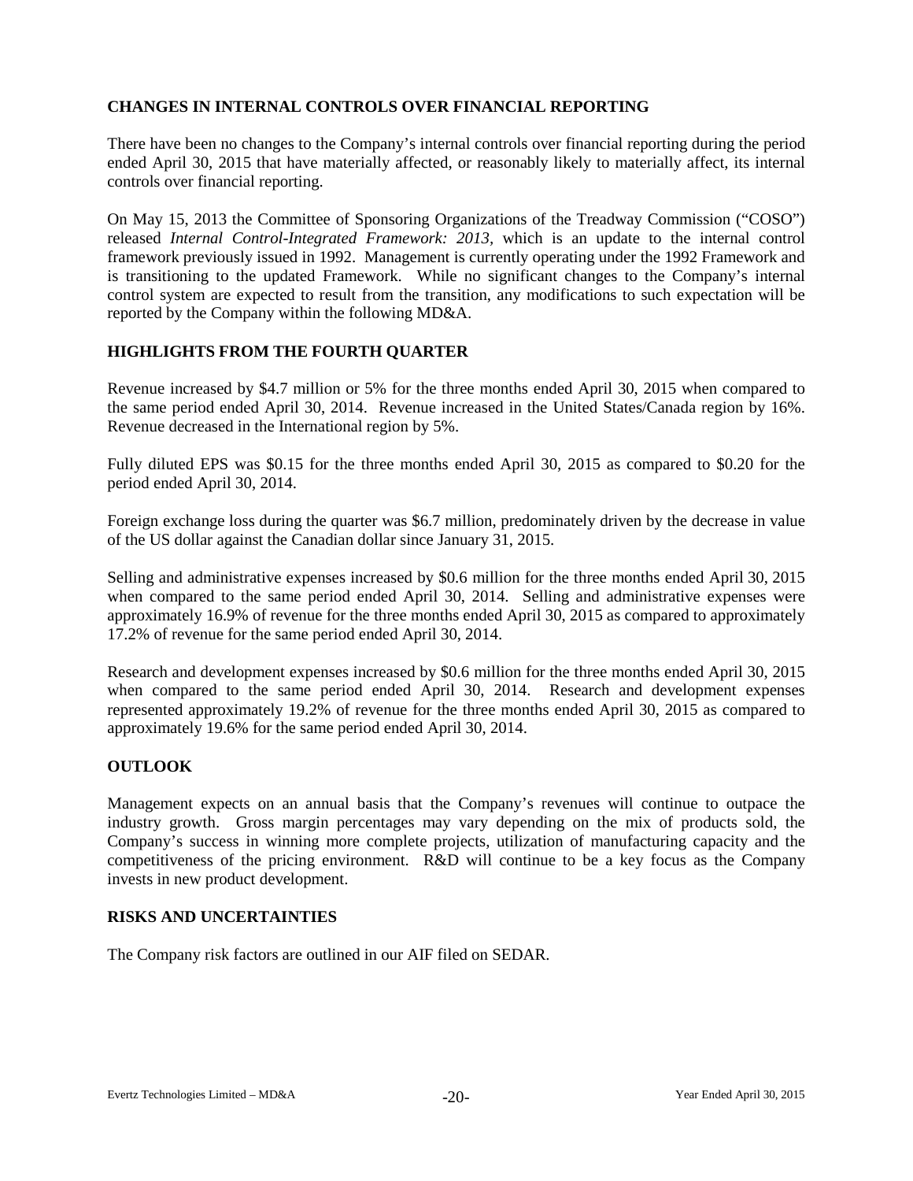## CHANGES IN INTERNAL CONTROLS OVER FINANCIAL REPORTING

There have been no changes to the Company's internal controls over financial reporting during the period ended April 30, 2015 that have materially affected, or reasonably likely to materially affect, its internal controls over financial reporting.

On May 15, 2013 the Committee of Sponsoring Organizations of the Treadway Commission ("COSO") released *Internal Control-Integrated Framework: 2013*, which is an update to the internal control framework previously issued in 1992. Management is currently operating under the 1992 Framework and is transitioning to the updated Framework. While no significant changes to the Company's internal control system are expected to result from the transition, any modifications to such expectation will be reported by the Company within the following MD&A.

## HIGHLIGHTS FROM THE FOURTH QUARTER

Revenue increased by $4.7 million or 5% for the three months ended April 30, 2015 when compared to the same period ended April 30, 2014. Revenue increased in the United States/Canada region by 16%. Revenue decreased in the International region by 5%.

Fully diluted EPS was $0.15 for the three months ended April 30, 2015 as compared to $0.20 for the period ended April 30, 2014.

Foreign exchange loss during the quarter was $6.7 million, predominately driven by the decrease in value of the US dollar against the Canadian dollar since January 31, 2015.

Selling and administrative expenses increased by $0.6 million for the three months ended April 30, 2015 when compared to the same period ended April 30, 2014. Selling and administrative expenses were approximately 16.9% of revenue for the three months ended April 30, 2015 as compared to approximately 17.2% of revenue for the same period ended April 30, 2014.

Research and development expenses increased by $0.6 million for the three months ended April 30, 2015 when compared to the same period ended April 30, 2014. Research and development expenses represented approximately 19.2% of revenue for the three months ended April 30, 2015 as compared to approximately 19.6% for the same period ended April 30, 2014.

## OUTLOOK

Management expects on an annual basis that the Company's revenues will continue to outpace the industry growth. Gross margin percentages may vary depending on the mix of products sold, the Company's success in winning more complete projects, utilization of manufacturing capacity and the competitiveness of the pricing environment. R&D will continue to be a key focus as the Company invests in new product development.

## RISKS AND UNCERTAINTIES

The Company risk factors are outlined in our AIF filed on SEDAR.